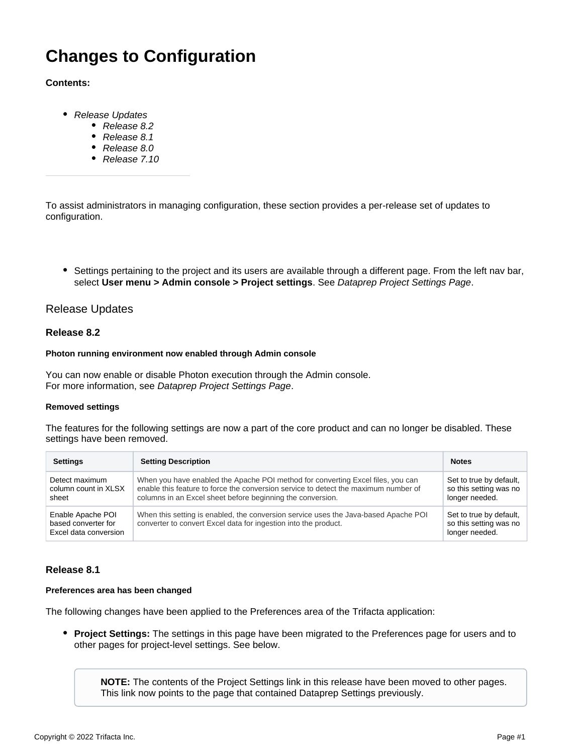# Changes to Configuration

**Contents:**

- *Release Updates*
  - *Release 8.2*
  - *Release 8.1*
  - *Release 8.0*
  - *Release 7.10*

---

To assist administrators in managing configuration, these section provides a per-release set of updates to configuration.

- Settings pertaining to the project and its users are available through a different page. From the left nav bar, select **User menu > Admin console > Project settings**. See *Dataprep Project Settings Page*.

## Release Updates

### Release 8.2

#### Photon running environment now enabled through Admin console

You can now enable or disable Photon execution through the Admin console.
For more information, see *Dataprep Project Settings Page*.

#### Removed settings

The features for the following settings are now a part of the core product and can no longer be disabled. These settings have been removed.

| Settings | Setting Description | Notes |
| --- | --- | --- |
| Detect maximum column count in XLSX sheet | When you have enabled the Apache POI method for converting Excel files, you can enable this feature to force the conversion service to detect the maximum number of columns in an Excel sheet before beginning the conversion. | Set to true by default, so this setting was no longer needed. |
| Enable Apache POI based converter for Excel data conversion | When this setting is enabled, the conversion service uses the Java-based Apache POI converter to convert Excel data for ingestion into the product. | Set to true by default, so this setting was no longer needed. |

### Release 8.1

#### Preferences area has been changed

The following changes have been applied to the Preferences area of the Trifacta application:

- **Project Settings:** The settings in this page have been migrated to the Preferences page for users and to other pages for project-level settings. See below.

> **NOTE:** The contents of the Project Settings link in this release have been moved to other pages. This link now points to the page that contained Dataprep Settings previously.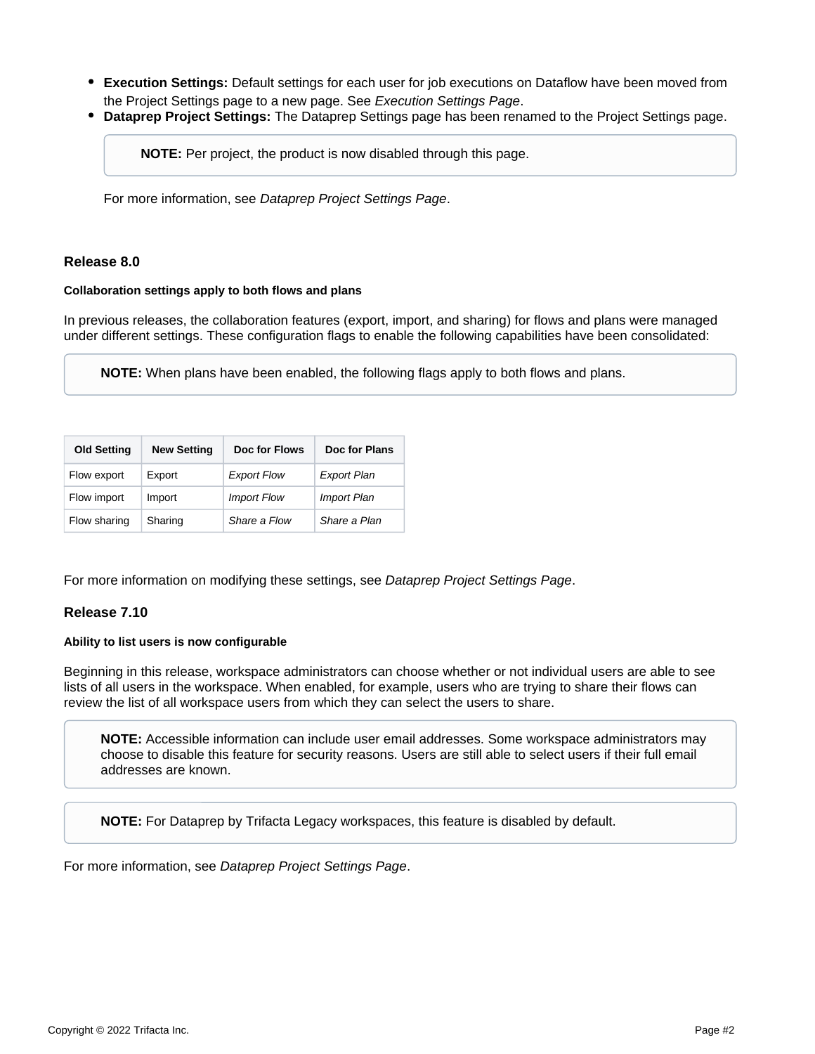- **Execution Settings:** Default settings for each user for job executions on Dataflow have been moved from the Project Settings page to a new page. See *Execution Settings Page*.
- **Dataprep Project Settings:** The Dataprep Settings page has been renamed to the Project Settings page.

  > **NOTE:** Per project, the product is now disabled through this page.

  For more information, see *Dataprep Project Settings Page*.

### Release 8.0

#### Collaboration settings apply to both flows and plans

In previous releases, the collaboration features (export, import, and sharing) for flows and plans were managed under different settings. These configuration flags to enable the following capabilities have been consolidated:

> **NOTE:** When plans have been enabled, the following flags apply to both flows and plans.

| Old Setting | New Setting | Doc for Flows | Doc for Plans |
|---|---|---|---|
| Flow export | Export | *Export Flow* | *Export Plan* |
| Flow import | Import | *Import Flow* | *Import Plan* |
| Flow sharing | Sharing | *Share a Flow* | *Share a Plan* |

For more information on modifying these settings, see *Dataprep Project Settings Page*.

### Release 7.10

#### Ability to list users is now configurable

Beginning in this release, workspace administrators can choose whether or not individual users are able to see lists of all users in the workspace. When enabled, for example, users who are trying to share their flows can review the list of all workspace users from which they can select the users to share.

> **NOTE:** Accessible information can include user email addresses. Some workspace administrators may choose to disable this feature for security reasons. Users are still able to select users if their full email addresses are known.

> **NOTE:** For Dataprep by Trifacta Legacy workspaces, this feature is disabled by default.

For more information, see *Dataprep Project Settings Page*.